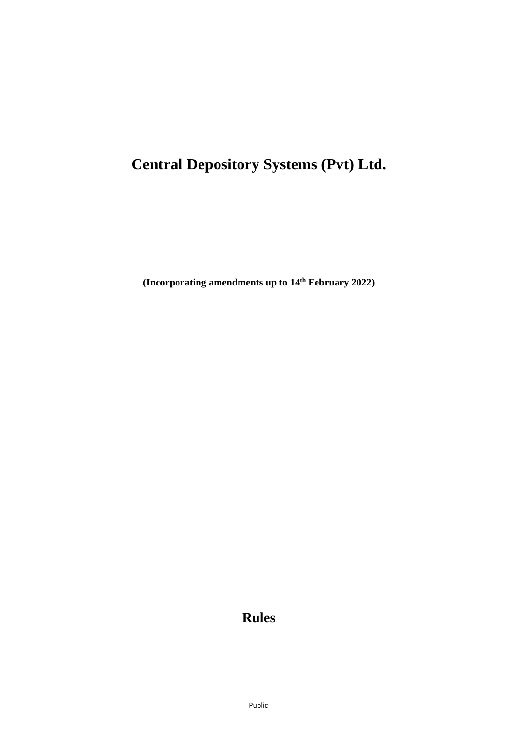# Central Depository Systems (Pvt) Ltd.

**(Incorporating amendments up to 14th February 2022)**

# Rules

Public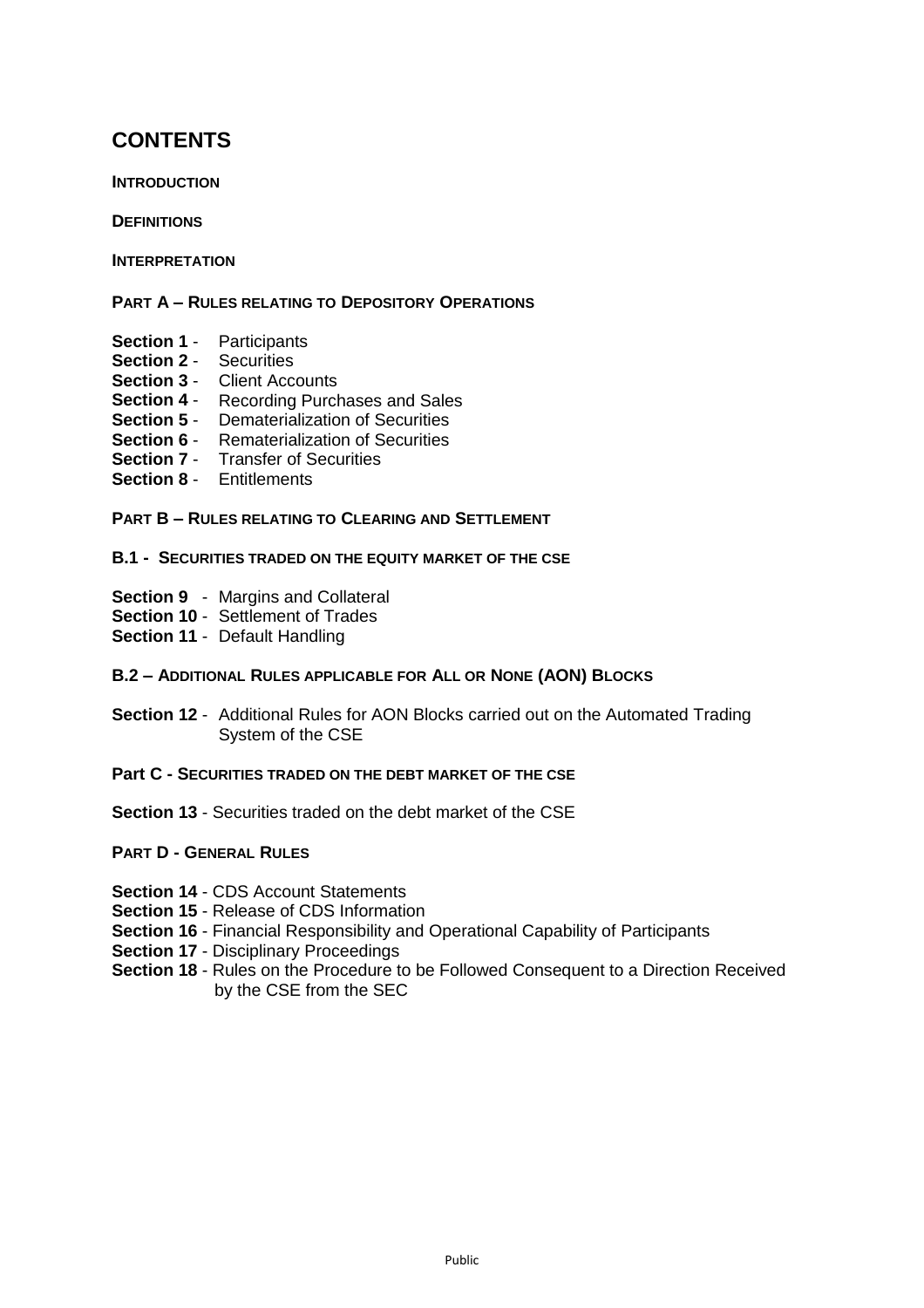# CONTENTS

**INTRODUCTION**

**DEFINITIONS**

**INTERPRETATION**

**PART A – RULES RELATING TO DEPOSITORY OPERATIONS**

- **Section 1** - Participants
- **Section 2** - Securities
- **Section 3** - Client Accounts
- **Section 4** - Recording Purchases and Sales
- **Section 5** - Dematerialization of Securities
- **Section 6** - Rematerialization of Securities
- **Section 7** - Transfer of Securities
- **Section 8** - Entitlements

**PART B – RULES RELATING TO CLEARING AND SETTLEMENT**

**B.1 - SECURITIES TRADED ON THE EQUITY MARKET OF THE CSE**

- **Section 9** - Margins and Collateral
- **Section 10** - Settlement of Trades
- **Section 11** - Default Handling

**B.2 – ADDITIONAL RULES APPLICABLE FOR ALL OR NONE (AON) BLOCKS**

- **Section 12** - Additional Rules for AON Blocks carried out on the Automated Trading System of the CSE

**Part C - SECURITIES TRADED ON THE DEBT MARKET OF THE CSE**

- **Section 13** - Securities traded on the debt market of the CSE

**PART D - GENERAL RULES**

- **Section 14** - CDS Account Statements
- **Section 15** - Release of CDS Information
- **Section 16** - Financial Responsibility and Operational Capability of Participants
- **Section 17** - Disciplinary Proceedings
- **Section 18** - Rules on the Procedure to be Followed Consequent to a Direction Received by the CSE from the SEC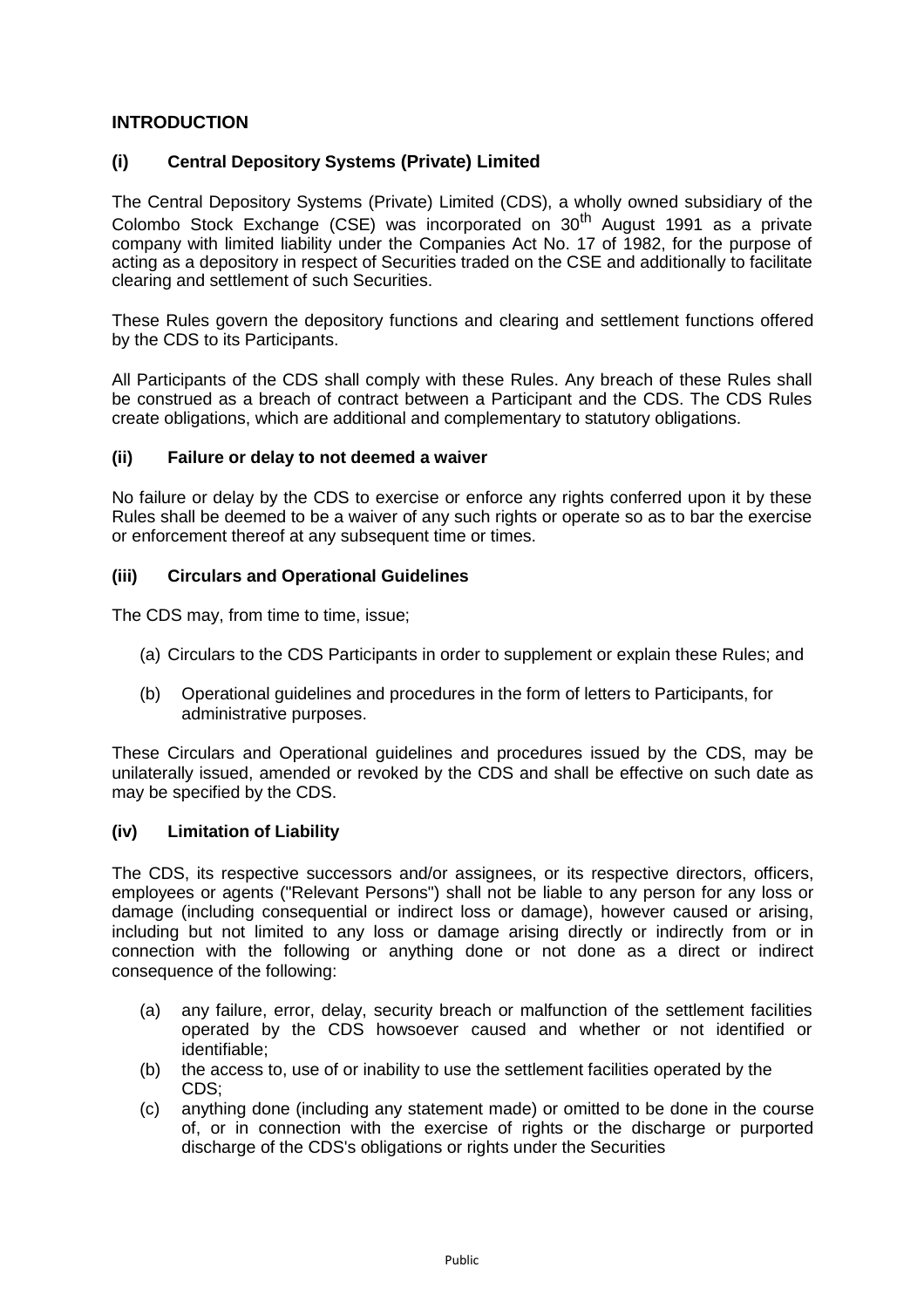## INTRODUCTION

### (i) Central Depository Systems (Private) Limited

The Central Depository Systems (Private) Limited (CDS), a wholly owned subsidiary of the Colombo Stock Exchange (CSE) was incorporated on 30th August 1991 as a private company with limited liability under the Companies Act No. 17 of 1982, for the purpose of acting as a depository in respect of Securities traded on the CSE and additionally to facilitate clearing and settlement of such Securities.

These Rules govern the depository functions and clearing and settlement functions offered by the CDS to its Participants.

All Participants of the CDS shall comply with these Rules. Any breach of these Rules shall be construed as a breach of contract between a Participant and the CDS. The CDS Rules create obligations, which are additional and complementary to statutory obligations.

### (ii) Failure or delay to not deemed a waiver

No failure or delay by the CDS to exercise or enforce any rights conferred upon it by these Rules shall be deemed to be a waiver of any such rights or operate so as to bar the exercise or enforcement thereof at any subsequent time or times.

### (iii) Circulars and Operational Guidelines

The CDS may, from time to time, issue;

(a) Circulars to the CDS Participants in order to supplement or explain these Rules; and

(b) Operational guidelines and procedures in the form of letters to Participants, for administrative purposes.

These Circulars and Operational guidelines and procedures issued by the CDS, may be unilaterally issued, amended or revoked by the CDS and shall be effective on such date as may be specified by the CDS.

### (iv) Limitation of Liability

The CDS, its respective successors and/or assignees, or its respective directors, officers, employees or agents ("Relevant Persons") shall not be liable to any person for any loss or damage (including consequential or indirect loss or damage), however caused or arising, including but not limited to any loss or damage arising directly or indirectly from or in connection with the following or anything done or not done as a direct or indirect consequence of the following:

(a) any failure, error, delay, security breach or malfunction of the settlement facilities operated by the CDS howsoever caused and whether or not identified or identifiable;
(b) the access to, use of or inability to use the settlement facilities operated by the CDS;
(c) anything done (including any statement made) or omitted to be done in the course of, or in connection with the exercise of rights or the discharge or purported discharge of the CDS's obligations or rights under the Securities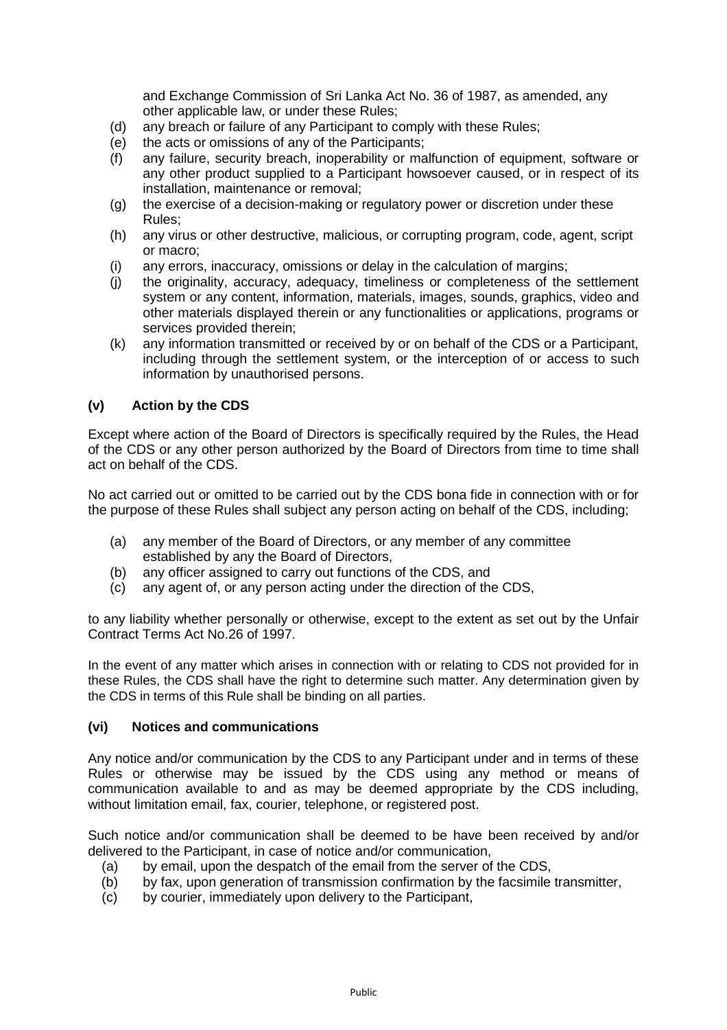and Exchange Commission of Sri Lanka Act No. 36 of 1987, as amended, any other applicable law, or under these Rules;

(d) any breach or failure of any Participant to comply with these Rules;

(e) the acts or omissions of any of the Participants;

(f) any failure, security breach, inoperability or malfunction of equipment, software or any other product supplied to a Participant howsoever caused, or in respect of its installation, maintenance or removal;

(g) the exercise of a decision-making or regulatory power or discretion under these Rules;

(h) any virus or other destructive, malicious, or corrupting program, code, agent, script or macro;

(i) any errors, inaccuracy, omissions or delay in the calculation of margins;

(j) the originality, accuracy, adequacy, timeliness or completeness of the settlement system or any content, information, materials, images, sounds, graphics, video and other materials displayed therein or any functionalities or applications, programs or services provided therein;

(k) any information transmitted or received by or on behalf of the CDS or a Participant, including through the settlement system, or the interception of or access to such information by unauthorised persons.

### (v) Action by the CDS

Except where action of the Board of Directors is specifically required by the Rules, the Head of the CDS or any other person authorized by the Board of Directors from time to time shall act on behalf of the CDS.

No act carried out or omitted to be carried out by the CDS bona fide in connection with or for the purpose of these Rules shall subject any person acting on behalf of the CDS, including;

(a) any member of the Board of Directors, or any member of any committee established by any the Board of Directors,

(b) any officer assigned to carry out functions of the CDS, and

(c) any agent of, or any person acting under the direction of the CDS,

to any liability whether personally or otherwise, except to the extent as set out by the Unfair Contract Terms Act No.26 of 1997.

In the event of any matter which arises in connection with or relating to CDS not provided for in these Rules, the CDS shall have the right to determine such matter. Any determination given by the CDS in terms of this Rule shall be binding on all parties.

### (vi) Notices and communications

Any notice and/or communication by the CDS to any Participant under and in terms of these Rules or otherwise may be issued by the CDS using any method or means of communication available to and as may be deemed appropriate by the CDS including, without limitation email, fax, courier, telephone, or registered post.

Such notice and/or communication shall be deemed to be have been received by and/or delivered to the Participant, in case of notice and/or communication,

(a) by email, upon the despatch of the email from the server of the CDS,

(b) by fax, upon generation of transmission confirmation by the facsimile transmitter,

(c) by courier, immediately upon delivery to the Participant,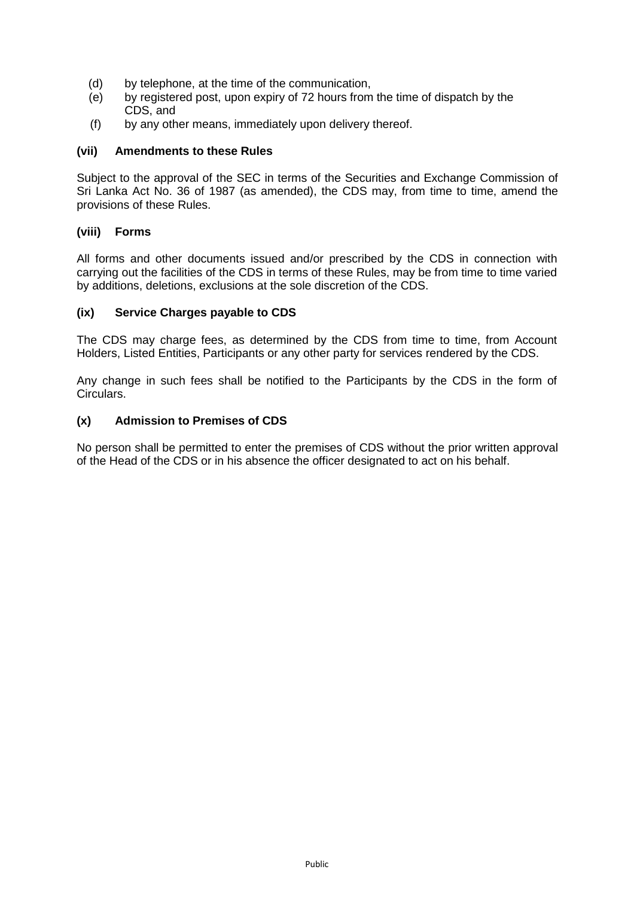(d) by telephone, at the time of the communication,

(e) by registered post, upon expiry of 72 hours from the time of dispatch by the CDS, and

(f) by any other means, immediately upon delivery thereof.

**(vii) Amendments to these Rules**

Subject to the approval of the SEC in terms of the Securities and Exchange Commission of Sri Lanka Act No. 36 of 1987 (as amended), the CDS may, from time to time, amend the provisions of these Rules.

**(viii) Forms**

All forms and other documents issued and/or prescribed by the CDS in connection with carrying out the facilities of the CDS in terms of these Rules, may be from time to time varied by additions, deletions, exclusions at the sole discretion of the CDS.

**(ix) Service Charges payable to CDS**

The CDS may charge fees, as determined by the CDS from time to time, from Account Holders, Listed Entities, Participants or any other party for services rendered by the CDS.

Any change in such fees shall be notified to the Participants by the CDS in the form of Circulars.

**(x) Admission to Premises of CDS**

No person shall be permitted to enter the premises of CDS without the prior written approval of the Head of the CDS or in his absence the officer designated to act on his behalf.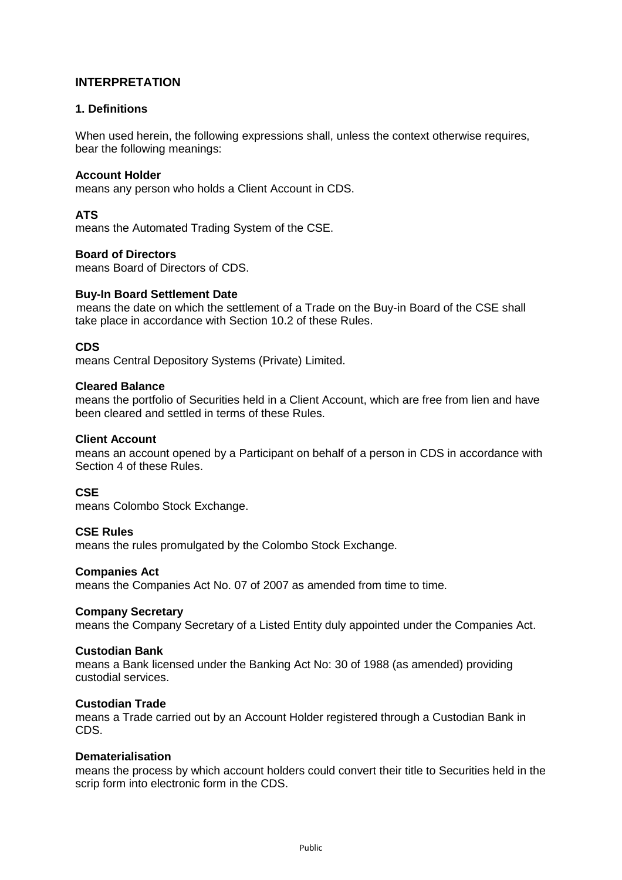## INTERPRETATION

### 1. Definitions

When used herein, the following expressions shall, unless the context otherwise requires, bear the following meanings:

**Account Holder**
means any person who holds a Client Account in CDS.

**ATS**
means the Automated Trading System of the CSE.

**Board of Directors**
means Board of Directors of CDS.

**Buy-In Board Settlement Date**
means the date on which the settlement of a Trade on the Buy-in Board of the CSE shall take place in accordance with Section 10.2 of these Rules.

**CDS**
means Central Depository Systems (Private) Limited.

**Cleared Balance**
means the portfolio of Securities held in a Client Account, which are free from lien and have been cleared and settled in terms of these Rules.

**Client Account**
means an account opened by a Participant on behalf of a person in CDS in accordance with Section 4 of these Rules.

**CSE**
means Colombo Stock Exchange.

**CSE Rules**
means the rules promulgated by the Colombo Stock Exchange.

**Companies Act**
means the Companies Act No. 07 of 2007 as amended from time to time.

**Company Secretary**
means the Company Secretary of a Listed Entity duly appointed under the Companies Act.

**Custodian Bank**
means a Bank licensed under the Banking Act No: 30 of 1988 (as amended) providing custodial services.

**Custodian Trade**
means a Trade carried out by an Account Holder registered through a Custodian Bank in CDS.

**Dematerialisation**
means the process by which account holders could convert their title to Securities held in the scrip form into electronic form in the CDS.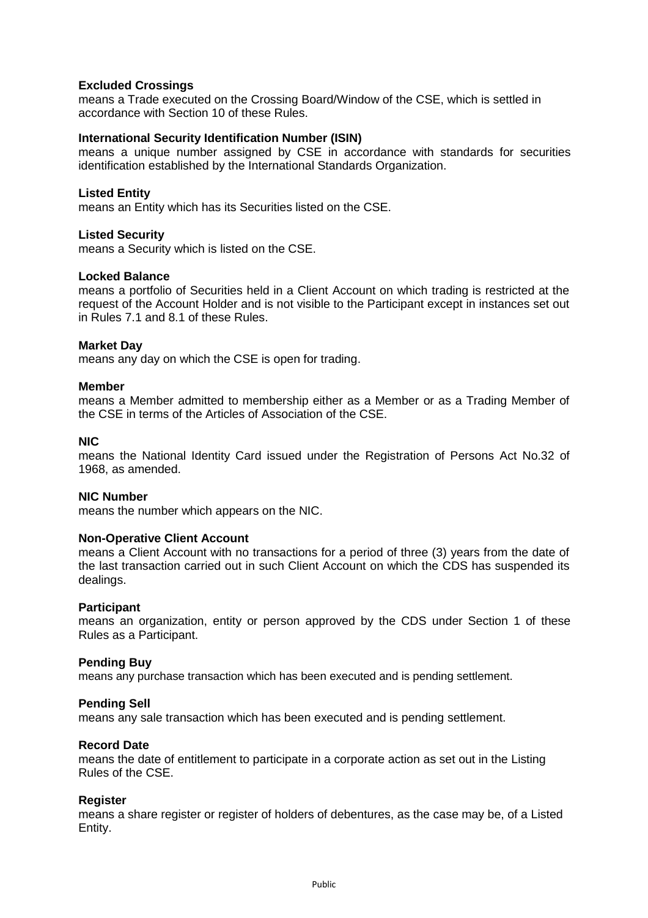**Excluded Crossings**
means a Trade executed on the Crossing Board/Window of the CSE, which is settled in accordance with Section 10 of these Rules.

**International Security Identification Number (ISIN)**
means a unique number assigned by CSE in accordance with standards for securities identification established by the International Standards Organization.

**Listed Entity**
means an Entity which has its Securities listed on the CSE.

**Listed Security**
means a Security which is listed on the CSE.

**Locked Balance**
means a portfolio of Securities held in a Client Account on which trading is restricted at the request of the Account Holder and is not visible to the Participant except in instances set out in Rules 7.1 and 8.1 of these Rules.

**Market Day**
means any day on which the CSE is open for trading.

**Member**
means a Member admitted to membership either as a Member or as a Trading Member of the CSE in terms of the Articles of Association of the CSE.

**NIC**
means the National Identity Card issued under the Registration of Persons Act No.32 of 1968, as amended.

**NIC Number**
means the number which appears on the NIC.

**Non-Operative Client Account**
means a Client Account with no transactions for a period of three (3) years from the date of the last transaction carried out in such Client Account on which the CDS has suspended its dealings.

**Participant**
means an organization, entity or person approved by the CDS under Section 1 of these Rules as a Participant.

**Pending Buy**
means any purchase transaction which has been executed and is pending settlement.

**Pending Sell**
means any sale transaction which has been executed and is pending settlement.

**Record Date**
means the date of entitlement to participate in a corporate action as set out in the Listing Rules of the CSE.

**Register**
means a share register or register of holders of debentures, as the case may be, of a Listed Entity.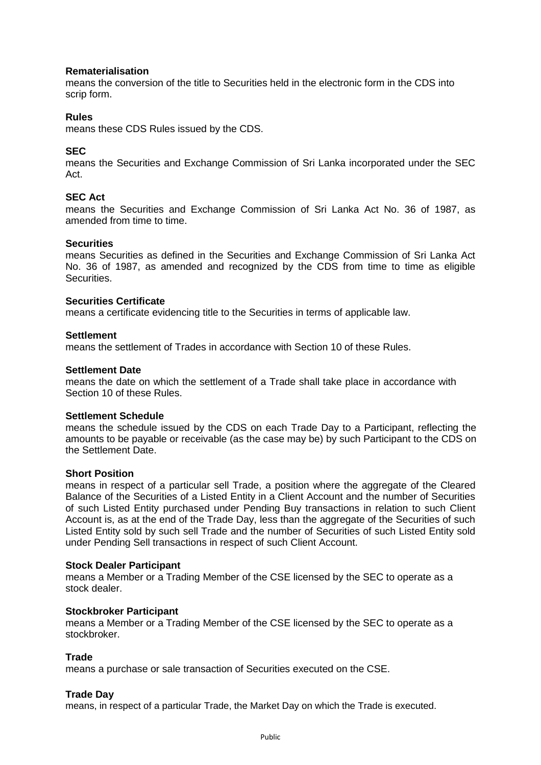**Rematerialisation**
means the conversion of the title to Securities held in the electronic form in the CDS into scrip form.

**Rules**
means these CDS Rules issued by the CDS.

**SEC**
means the Securities and Exchange Commission of Sri Lanka incorporated under the SEC Act.

**SEC Act**
means the Securities and Exchange Commission of Sri Lanka Act No. 36 of 1987, as amended from time to time.

**Securities**
means Securities as defined in the Securities and Exchange Commission of Sri Lanka Act No. 36 of 1987, as amended and recognized by the CDS from time to time as eligible Securities.

**Securities Certificate**
means a certificate evidencing title to the Securities in terms of applicable law.

**Settlement**
means the settlement of Trades in accordance with Section 10 of these Rules.

**Settlement Date**
means the date on which the settlement of a Trade shall take place in accordance with Section 10 of these Rules.

**Settlement Schedule**
means the schedule issued by the CDS on each Trade Day to a Participant, reflecting the amounts to be payable or receivable (as the case may be) by such Participant to the CDS on the Settlement Date.

**Short Position**
means in respect of a particular sell Trade, a position where the aggregate of the Cleared Balance of the Securities of a Listed Entity in a Client Account and the number of Securities of such Listed Entity purchased under Pending Buy transactions in relation to such Client Account is, as at the end of the Trade Day, less than the aggregate of the Securities of such Listed Entity sold by such sell Trade and the number of Securities of such Listed Entity sold under Pending Sell transactions in respect of such Client Account.

**Stock Dealer Participant**
means a Member or a Trading Member of the CSE licensed by the SEC to operate as a stock dealer.

**Stockbroker Participant**
means a Member or a Trading Member of the CSE licensed by the SEC to operate as a stockbroker.

**Trade**
means a purchase or sale transaction of Securities executed on the CSE.

**Trade Day**
means, in respect of a particular Trade, the Market Day on which the Trade is executed.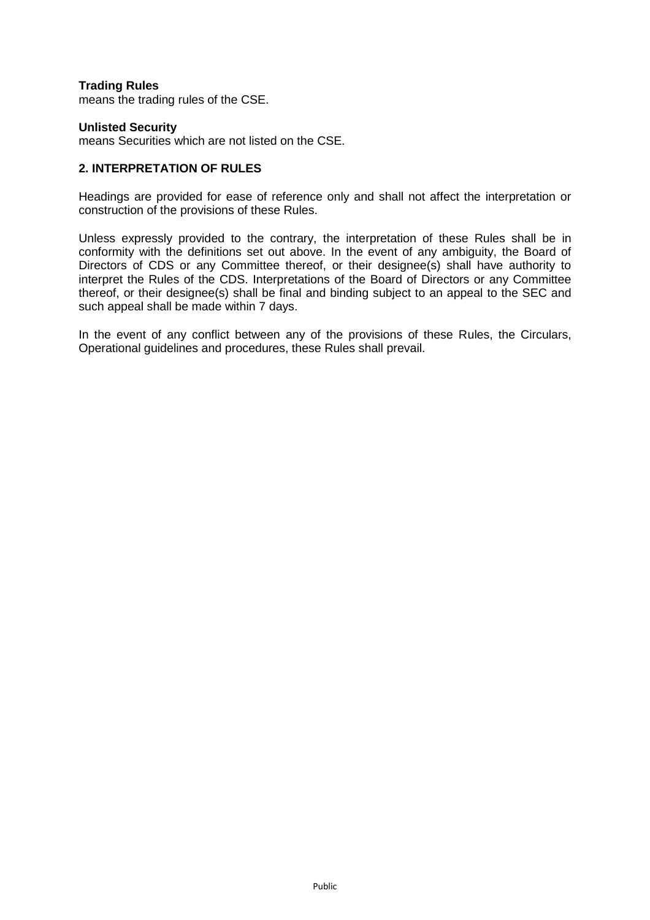**Trading Rules**
means the trading rules of the CSE.

**Unlisted Security**
means Securities which are not listed on the CSE.

## 2. INTERPRETATION OF RULES

Headings are provided for ease of reference only and shall not affect the interpretation or construction of the provisions of these Rules.

Unless expressly provided to the contrary, the interpretation of these Rules shall be in conformity with the definitions set out above. In the event of any ambiguity, the Board of Directors of CDS or any Committee thereof, or their designee(s) shall have authority to interpret the Rules of the CDS. Interpretations of the Board of Directors or any Committee thereof, or their designee(s) shall be final and binding subject to an appeal to the SEC and such appeal shall be made within 7 days.

In the event of any conflict between any of the provisions of these Rules, the Circulars, Operational guidelines and procedures, these Rules shall prevail.